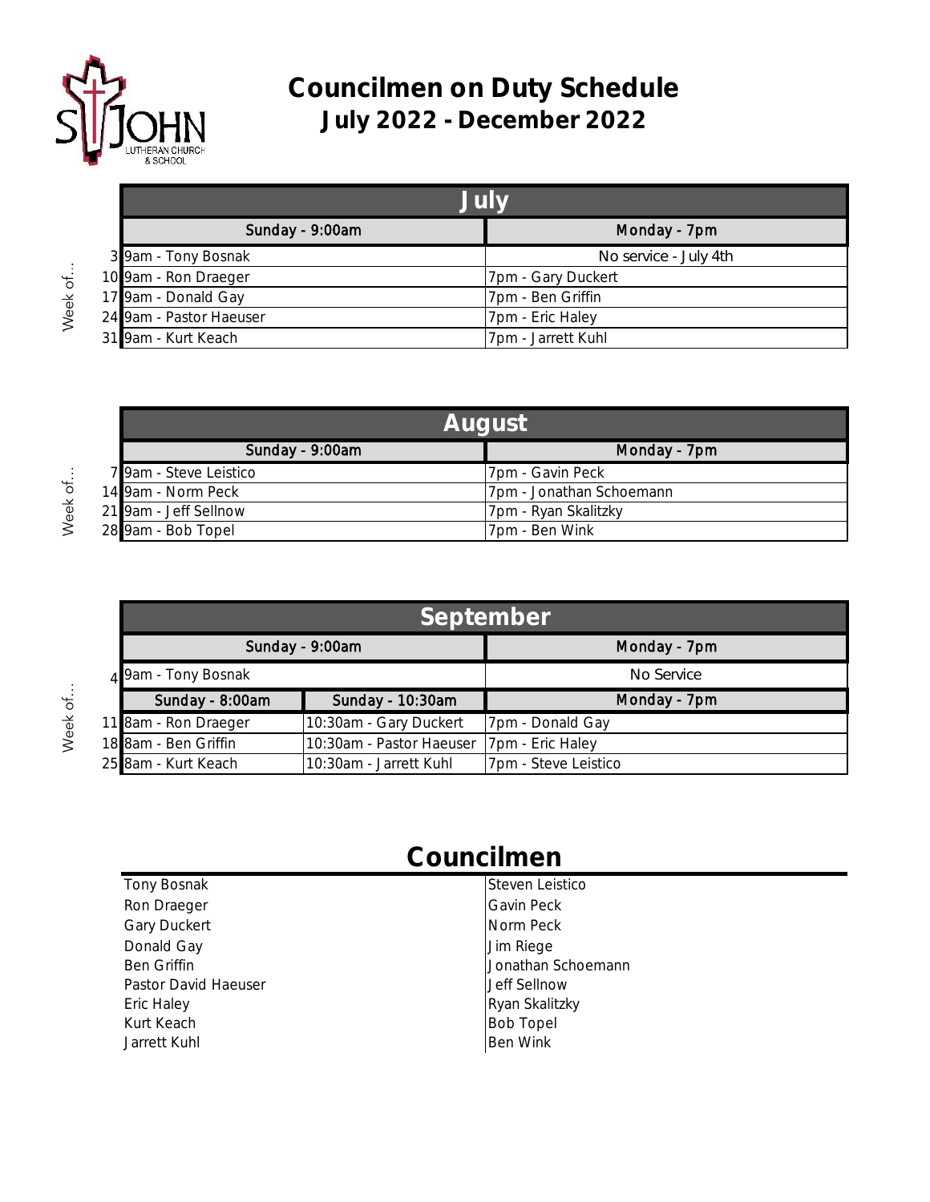# Councilmen on Duty Schedule
## July 2022 - December 2022

## July

| Week of... | Sunday - 9:00am | Monday - 7pm |
|---|---|---|
| 3 | 9am - Tony Bosnak | No service - July 4th |
| 10 | 9am - Ron Draeger | 7pm - Gary Duckert |
| 17 | 9am - Donald Gay | 7pm - Ben Griffin |
| 24 | 9am - Pastor Haeuser | 7pm - Eric Haley |
| 31 | 9am - Kurt Keach | 7pm - Jarrett Kuhl |

## August

| Week of... | Sunday - 9:00am | Monday - 7pm |
|---|---|---|
| 7 | 9am - Steve Leistico | 7pm - Gavin Peck |
| 14 | 9am - Norm Peck | 7pm - Jonathan Schoemann |
| 21 | 9am - Jeff Sellnow | 7pm - Ryan Skalitzky |
| 28 | 9am - Bob Topel | 7pm - Ben Wink |

## September

| Week of... | Sunday - 9:00am | | Monday - 7pm |
|---|---|---|---|
| 4 | 9am - Tony Bosnak | | No Service |
| | **Sunday - 8:00am** | **Sunday - 10:30am** | **Monday - 7pm** |
| 11 | 8am - Ron Draeger | 10:30am - Gary Duckert | 7pm - Donald Gay |
| 18 | 8am - Ben Griffin | 10:30am - Pastor Haeuser | 7pm - Eric Haley |
| 25 | 8am - Kurt Keach | 10:30am - Jarrett Kuhl | 7pm - Steve Leistico |

## Councilmen

| | |
|---|---|
| Tony Bosnak | Steven Leistico |
| Ron Draeger | Gavin Peck |
| Gary Duckert | Norm Peck |
| Donald Gay | Jim Riege |
| Ben Griffin | Jonathan Schoemann |
| Pastor David Haeuser | Jeff Sellnow |
| Eric Haley | Ryan Skalitzky |
| Kurt Keach | Bob Topel |
| Jarrett Kuhl | Ben Wink |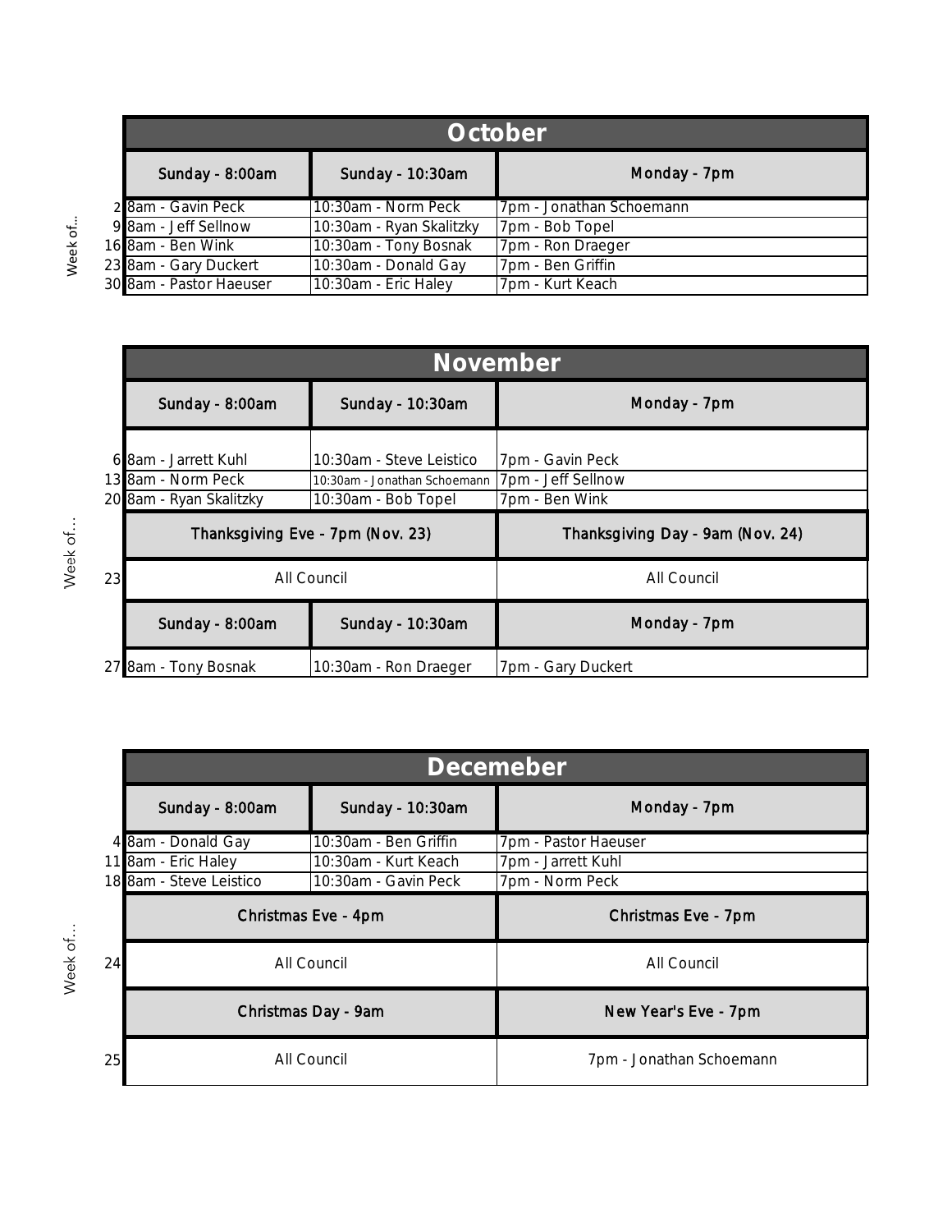## October

| Week of... | Sunday - 8:00am | Sunday - 10:30am | Monday - 7pm |
|---|---|---|---|
| 2 | 8am - Gavin Peck | 10:30am - Norm Peck | 7pm - Jonathan Schoemann |
| 9 | 8am - Jeff Sellnow | 10:30am - Ryan Skalitzky | 7pm - Bob Topel |
| 16 | 8am - Ben Wink | 10:30am - Tony Bosnak | 7pm - Ron Draeger |
| 23 | 8am - Gary Duckert | 10:30am - Donald Gay | 7pm - Ben Griffin |
| 30 | 8am - Pastor Haeuser | 10:30am - Eric Haley | 7pm - Kurt Keach |

## November

| Week of... | Sunday - 8:00am | Sunday - 10:30am | Monday - 7pm |
|---|---|---|---|
| 6 | 8am - Jarrett Kuhl | 10:30am - Steve Leistico | 7pm - Gavin Peck |
| 13 | 8am - Norm Peck | 10:30am - Jonathan Schoemann | 7pm - Jeff Sellnow |
| 20 | 8am - Ryan Skalitzky | 10:30am - Bob Topel | 7pm - Ben Wink |
| | Thanksgiving Eve - 7pm (Nov. 23) | | Thanksgiving Day - 9am (Nov. 24) |
| 23 | All Council | | All Council |
| | Sunday - 8:00am | Sunday - 10:30am | Monday - 7pm |
| 27 | 8am - Tony Bosnak | 10:30am - Ron Draeger | 7pm - Gary Duckert |

## Decemeber

| Week of... | Sunday - 8:00am | Sunday - 10:30am | Monday - 7pm |
|---|---|---|---|
| 4 | 8am - Donald Gay | 10:30am - Ben Griffin | 7pm - Pastor Haeuser |
| 11 | 8am - Eric Haley | 10:30am - Kurt Keach | 7pm - Jarrett Kuhl |
| 18 | 8am - Steve Leistico | 10:30am - Gavin Peck | 7pm - Norm Peck |
| | Christmas Eve - 4pm | | Christmas Eve - 7pm |
| 24 | All Council | | All Council |
| | Christmas Day - 9am | | New Year's Eve - 7pm |
| 25 | All Council | | 7pm - Jonathan Schoemann |